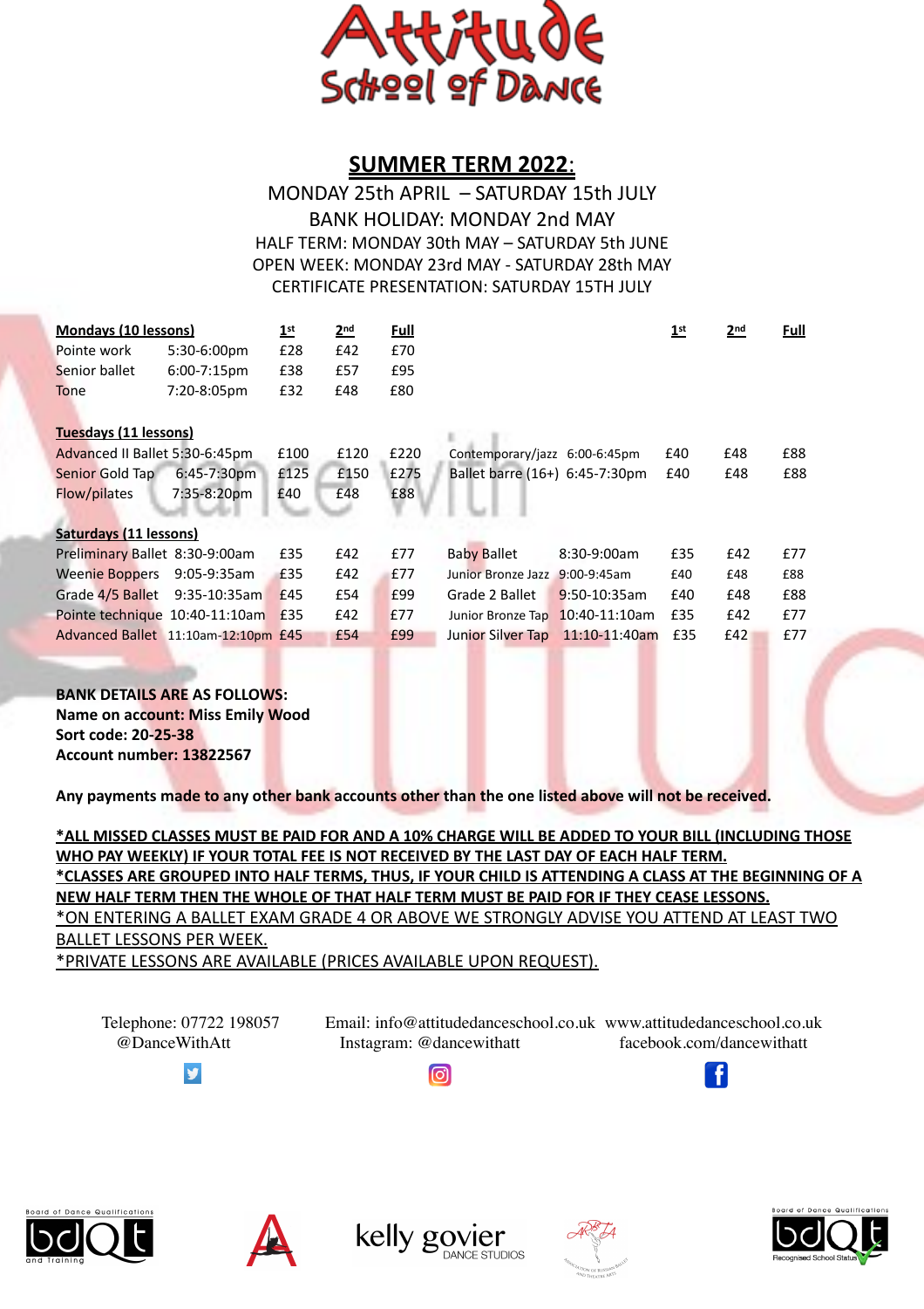# Attitude School of Dance

## SUMMER TERM 2022:

MONDAY 25th APRIL – SATURDAY 15th JULY

BANK HOLIDAY: MONDAY 2nd MAY

HALF TERM: MONDAY 30th MAY – SATURDAY 5th JUNE

OPEN WEEK: MONDAY 23rd MAY - SATURDAY 28th MAY

CERTIFICATE PRESENTATION: SATURDAY 15TH JULY

| **Mondays (10 lessons)** | | **1st** | **2nd** | **Full** |
|---|---|---|---|---|
| Pointe work | 5:30-6:00pm | £28 | £42 | £70 |
| Senior ballet | 6:00-7:15pm | £38 | £57 | £95 |
| Tone | 7:20-8:05pm | £32 | £48 | £80 |

| **Tuesdays (11 lessons)** | | **1st** | **2nd** | **Full** |
|---|---|---|---|---|
| Advanced II Ballet | 5:30-6:45pm | £100 | £120 | £220 |
| Senior Gold Tap | 6:45-7:30pm | £125 | £150 | £275 |
| Flow/pilates | 7:35-8:20pm | £40 | £48 | £88 |
| Contemporary/jazz | 6:00-6:45pm | £40 | £48 | £88 |
| Ballet barre (16+) | 6:45-7:30pm | £40 | £48 | £88 |

| **Saturdays (11 lessons)** | | **1st** | **2nd** | **Full** |
|---|---|---|---|---|
| Preliminary Ballet | 8:30-9:00am | £35 | £42 | £77 |
| Weenie Boppers | 9:05-9:35am | £35 | £42 | £77 |
| Grade 4/5 Ballet | 9:35-10:35am | £45 | £54 | £99 |
| Pointe technique | 10:40-11:10am | £35 | £42 | £77 |
| Advanced Ballet | 11:10am-12:10pm | £45 | £54 | £99 |
| Baby Ballet | 8:30-9:00am | £35 | £42 | £77 |
| Junior Bronze Jazz | 9:00-9:45am | £40 | £48 | £88 |
| Grade 2 Ballet | 9:50-10:35am | £40 | £48 | £88 |
| Junior Bronze Tap | 10:40-11:10am | £35 | £42 | £77 |
| Junior Silver Tap | 11:10-11:40am | £35 | £42 | £77 |

**BANK DETAILS ARE AS FOLLOWS:**
**Name on account: Miss Emily Wood**
**Sort code: 20-25-38**
**Account number: 13822567**

**Any payments made to any other bank accounts other than the one listed above will not be received.**

**\*ALL MISSED CLASSES MUST BE PAID FOR AND A 10% CHARGE WILL BE ADDED TO YOUR BILL (INCLUDING THOSE WHO PAY WEEKLY) IF YOUR TOTAL FEE IS NOT RECEIVED BY THE LAST DAY OF EACH HALF TERM.**
**\*CLASSES ARE GROUPED INTO HALF TERMS, THUS, IF YOUR CHILD IS ATTENDING A CLASS AT THE BEGINNING OF A NEW HALF TERM THEN THE WHOLE OF THAT HALF TERM MUST BE PAID FOR IF THEY CEASE LESSONS.**
\*ON ENTERING A BALLET EXAM GRADE 4 OR ABOVE WE STRONGLY ADVISE YOU ATTEND AT LEAST TWO BALLET LESSONS PER WEEK.
\*PRIVATE LESSONS ARE AVAILABLE (PRICES AVAILABLE UPON REQUEST).

Telephone: 07722 198057 @DanceWithAtt
Email: info@attitudedanceschool.co.uk Instagram: @dancewithatt
www.attitudedanceschool.co.uk facebook.com/dancewithatt

Board of Dance Qualifications and Training | kelly govier DANCE STUDIOS | Board of Dance Qualifications Recognised School Status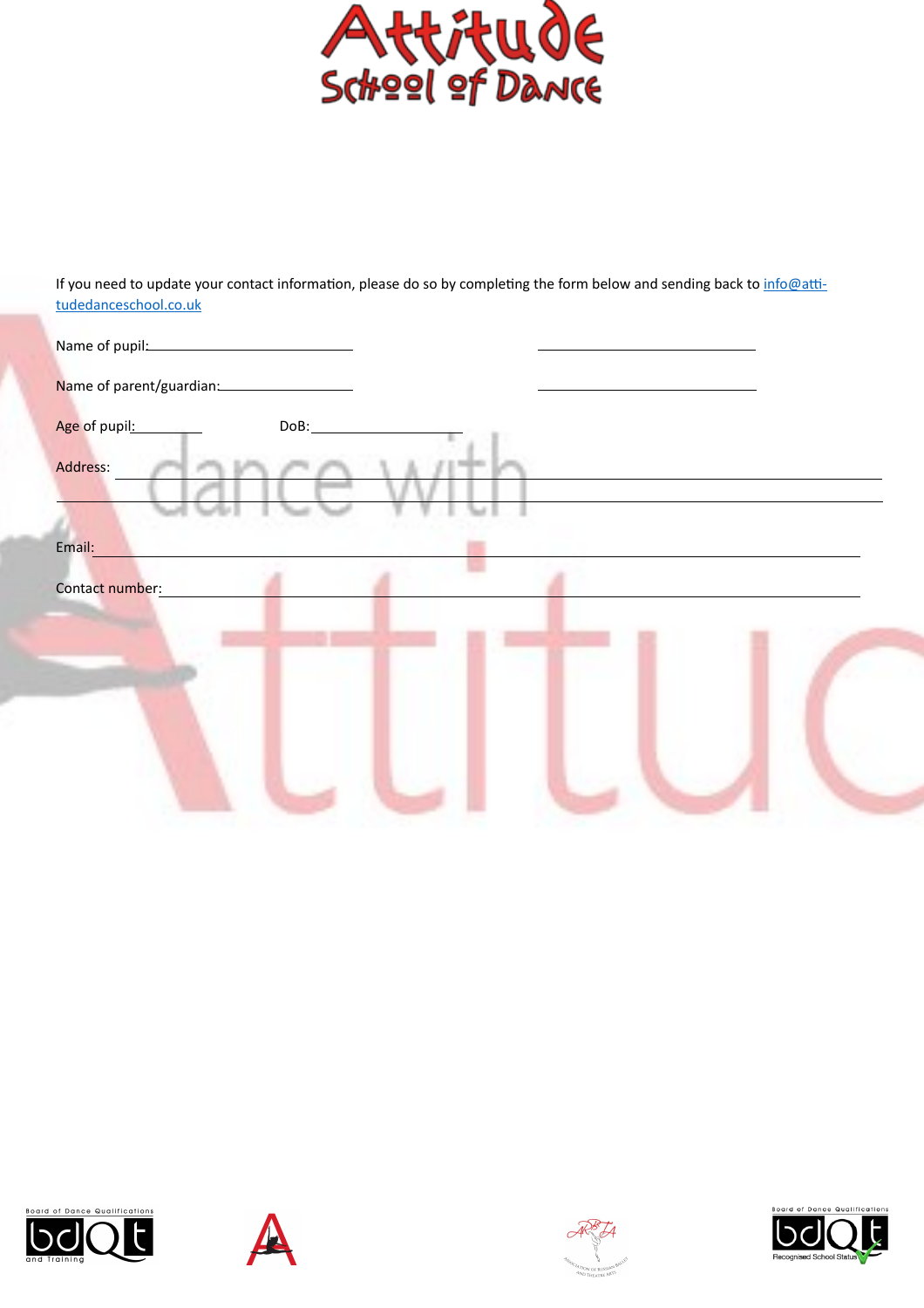# Attitude School of Dance

If you need to update your contact information, please do so by completing the form below and sending back to info@attitudedanceschool.co.uk

Name of pupil: ____________________ ____________________

Name of parent/guardian: ____________________ ____________________

Age of pupil: ________ DoB: ________________

Address: ______________________________________________

______________________________________________

Email: ______________________________________________

Contact number: ______________________________________________